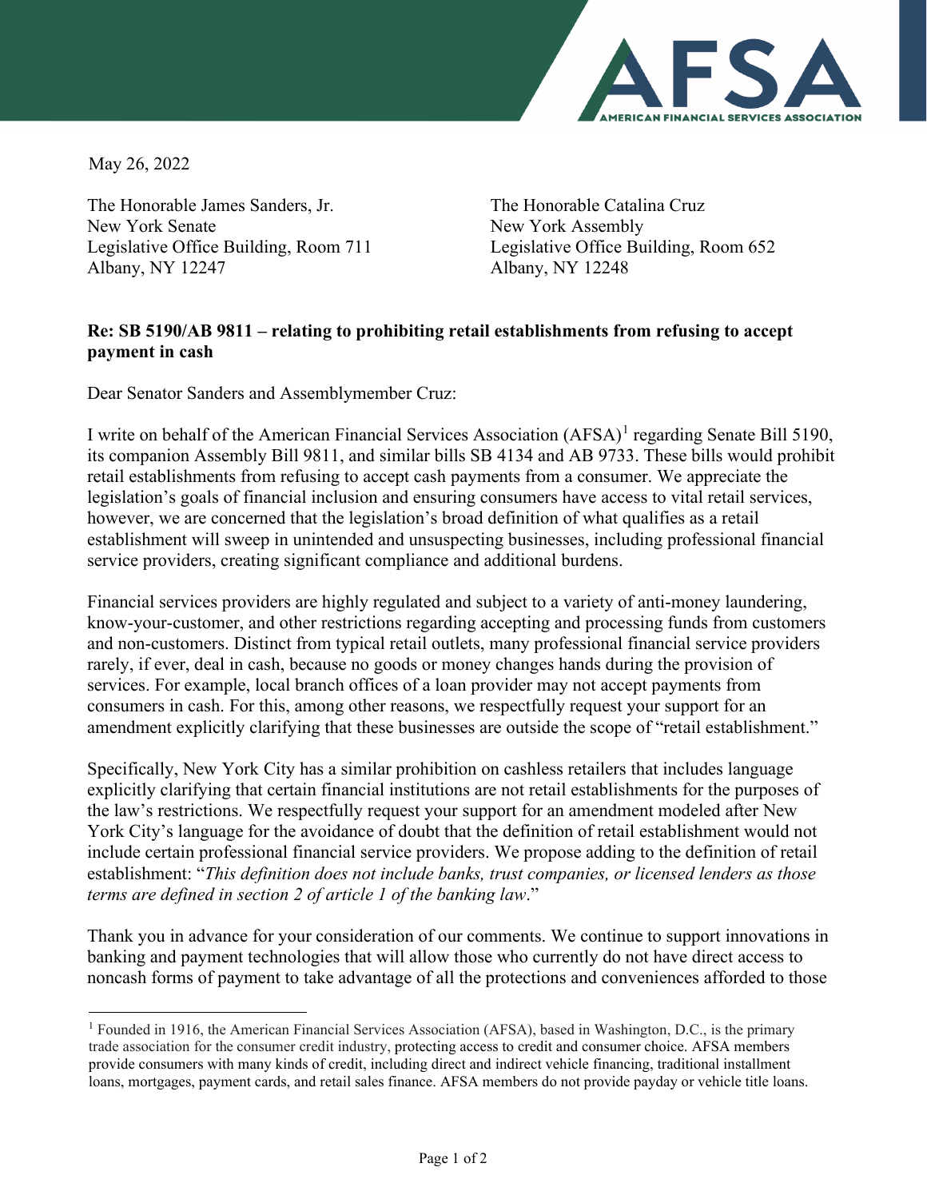May 26, 2022

The Honorable James Sanders, Jr.
New York Senate
Legislative Office Building, Room 711
Albany, NY 12247

The Honorable Catalina Cruz
New York Assembly
Legislative Office Building, Room 652
Albany, NY 12248

**Re: SB 5190/AB 9811 – relating to prohibiting retail establishments from refusing to accept payment in cash**

Dear Senator Sanders and Assemblymember Cruz:

I write on behalf of the American Financial Services Association (AFSA)[1] regarding Senate Bill 5190, its companion Assembly Bill 9811, and similar bills SB 4134 and AB 9733. These bills would prohibit retail establishments from refusing to accept cash payments from a consumer. We appreciate the legislation's goals of financial inclusion and ensuring consumers have access to vital retail services, however, we are concerned that the legislation's broad definition of what qualifies as a retail establishment will sweep in unintended and unsuspecting businesses, including professional financial service providers, creating significant compliance and additional burdens.

Financial services providers are highly regulated and subject to a variety of anti-money laundering, know-your-customer, and other restrictions regarding accepting and processing funds from customers and non-customers. Distinct from typical retail outlets, many professional financial service providers rarely, if ever, deal in cash, because no goods or money changes hands during the provision of services. For example, local branch offices of a loan provider may not accept payments from consumers in cash. For this, among other reasons, we respectfully request your support for an amendment explicitly clarifying that these businesses are outside the scope of "retail establishment."

Specifically, New York City has a similar prohibition on cashless retailers that includes language explicitly clarifying that certain financial institutions are not retail establishments for the purposes of the law's restrictions. We respectfully request your support for an amendment modeled after New York City's language for the avoidance of doubt that the definition of retail establishment would not include certain professional financial service providers. We propose adding to the definition of retail establishment: "*This definition does not include banks, trust companies, or licensed lenders as those terms are defined in section 2 of article 1 of the banking law*."

Thank you in advance for your consideration of our comments. We continue to support innovations in banking and payment technologies that will allow those who currently do not have direct access to noncash forms of payment to take advantage of all the protections and conveniences afforded to those

[1] Founded in 1916, the American Financial Services Association (AFSA), based in Washington, D.C., is the primary trade association for the consumer credit industry, protecting access to credit and consumer choice. AFSA members provide consumers with many kinds of credit, including direct and indirect vehicle financing, traditional installment loans, mortgages, payment cards, and retail sales finance. AFSA members do not provide payday or vehicle title loans.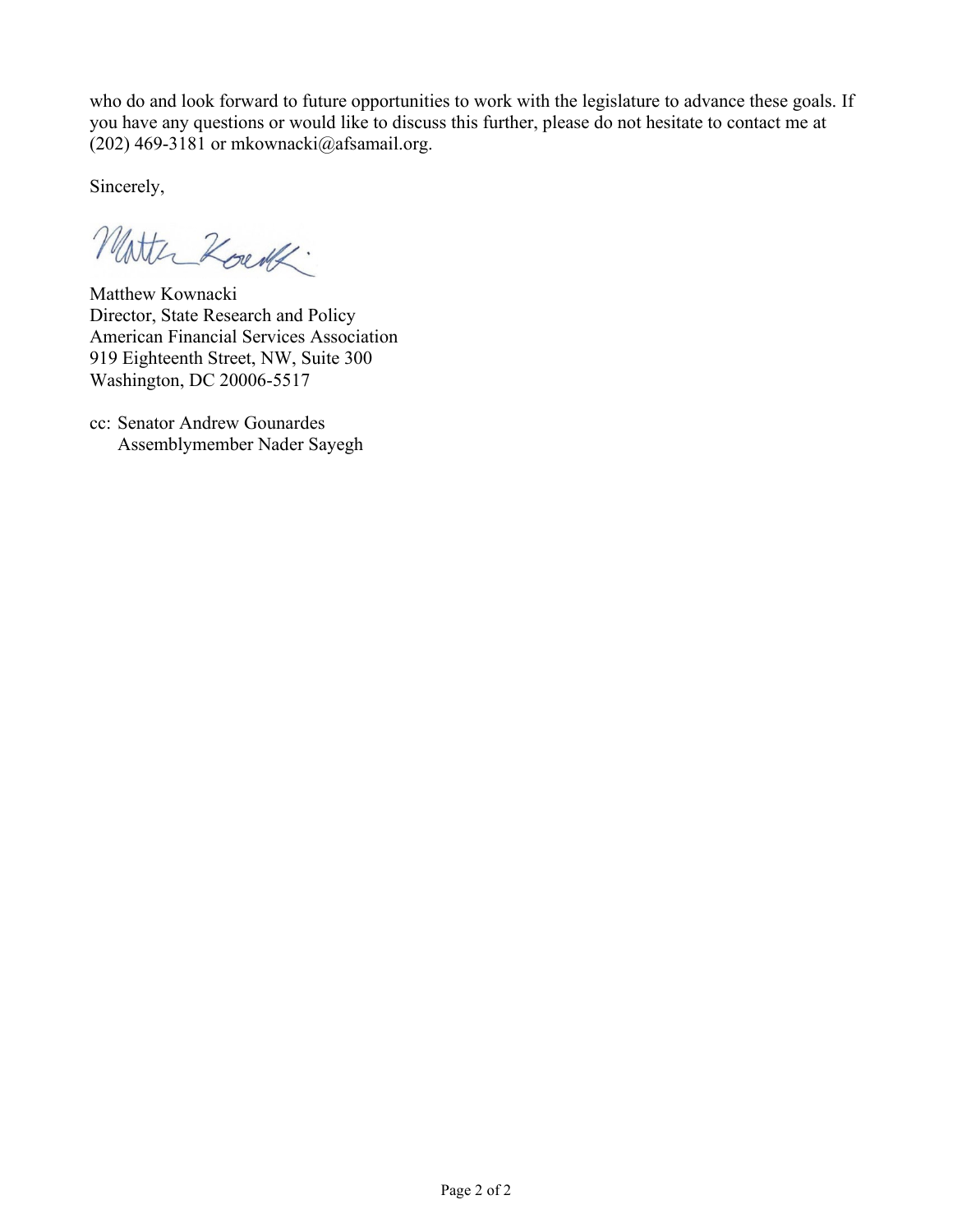who do and look forward to future opportunities to work with the legislature to advance these goals. If you have any questions or would like to discuss this further, please do not hesitate to contact me at (202) 469-3181 or mkownacki@afsamail.org.

Sincerely,

Matthew Kownacki
Director, State Research and Policy
American Financial Services Association
919 Eighteenth Street, NW, Suite 300
Washington, DC 20006-5517

cc: Senator Andrew Gounardes
Assemblymember Nader Sayegh